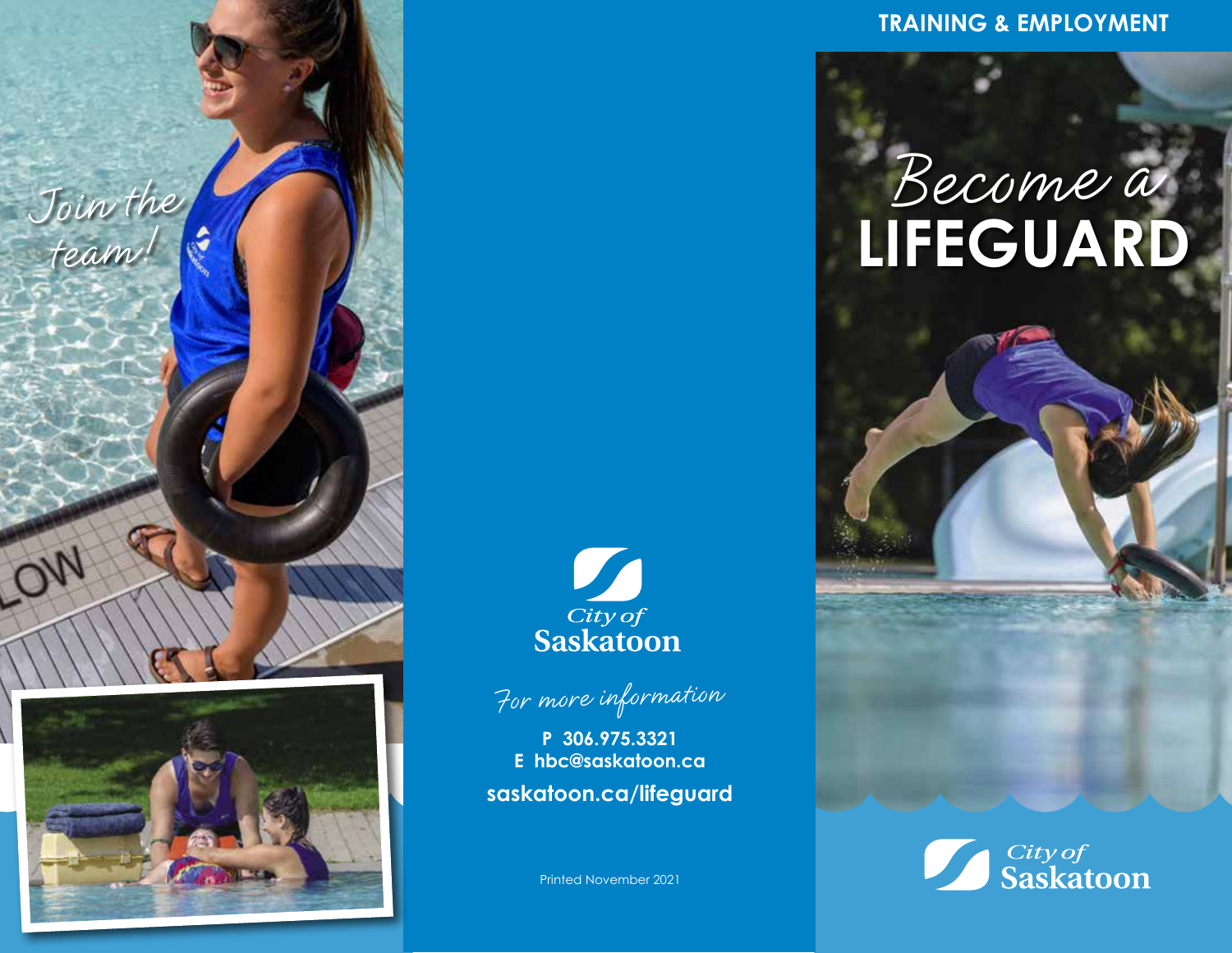Join the team!

City of Saskatoon

*For more information*

**P 306.975.3321**
**E hbc@saskatoon.ca**
**saskatoon.ca/lifeguard**

Printed November 2021

**TRAINING & EMPLOYMENT**

# *Become a* LIFEGUARD

City of Saskatoon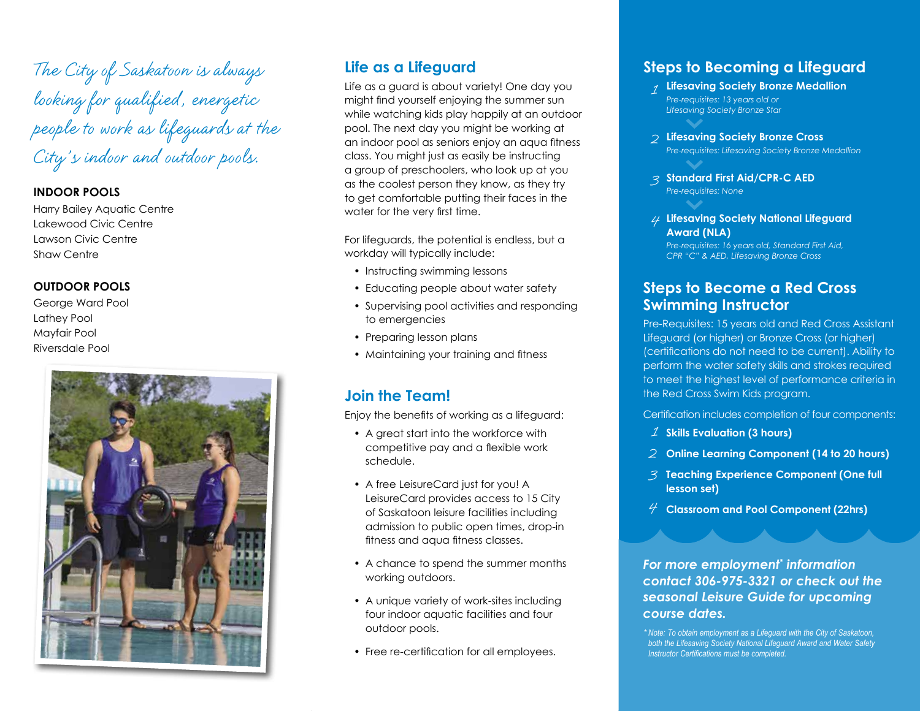*The City of Saskatoon is always looking for qualified, energetic people to work as lifeguards at the City's indoor and outdoor pools.*

**INDOOR POOLS**

Harry Bailey Aquatic Centre
Lakewood Civic Centre
Lawson Civic Centre
Shaw Centre

**OUTDOOR POOLS**

George Ward Pool
Lathey Pool
Mayfair Pool
Riversdale Pool

## Life as a Lifeguard

Life as a guard is about variety! One day you might find yourself enjoying the summer sun while watching kids play happily at an outdoor pool. The next day you might be working at an indoor pool as seniors enjoy an aqua fitness class. You might just as easily be instructing a group of preschoolers, who look up at you as the coolest person they know, as they try to get comfortable putting their faces in the water for the very first time.

For lifeguards, the potential is endless, but a workday will typically include:

- Instructing swimming lessons
- Educating people about water safety
- Supervising pool activities and responding to emergencies
- Preparing lesson plans
- Maintaining your training and fitness

## Join the Team!

Enjoy the benefits of working as a lifeguard:

- A great start into the workforce with competitive pay and a flexible work schedule.
- A free LeisureCard just for you! A LeisureCard provides access to 15 City of Saskatoon leisure facilities including admission to public open times, drop-in fitness and aqua fitness classes.
- A chance to spend the summer months working outdoors.
- A unique variety of work-sites including four indoor aquatic facilities and four outdoor pools.
- Free re-certification for all employees.

## Steps to Becoming a Lifeguard

1. **Lifesaving Society Bronze Medallion**
   *Pre-requisites: 13 years old or Lifesaving Society Bronze Star*
2. **Lifesaving Society Bronze Cross**
   *Pre-requisites: Lifesaving Society Bronze Medallion*
3. **Standard First Aid/CPR-C AED**
   *Pre-requisites: None*
4. **Lifesaving Society National Lifeguard Award (NLA)**
   *Pre-requisites: 16 years old, Standard First Aid, CPR "C" & AED, Lifesaving Bronze Cross*

## Steps to Become a Red Cross Swimming Instructor

Pre-Requisites: 15 years old and Red Cross Assistant Lifeguard (or higher) or Bronze Cross (or higher) (certifications do not need to be current). Ability to perform the water safety skills and strokes required to meet the highest level of performance criteria in the Red Cross Swim Kids program.

Certification includes completion of four components:

1. **Skills Evaluation (3 hours)**
2. **Online Learning Component (14 to 20 hours)**
3. **Teaching Experience Component (One full lesson set)**
4. **Classroom and Pool Component (22hrs)**

***For more employment\* information contact 306-975-3321 or check out the seasonal Leisure Guide for upcoming course dates.***

*\* Note: To obtain employment as a Lifeguard with the City of Saskatoon, both the Lifesaving Society National Lifeguard Award and Water Safety Instructor Certifications must be completed.*